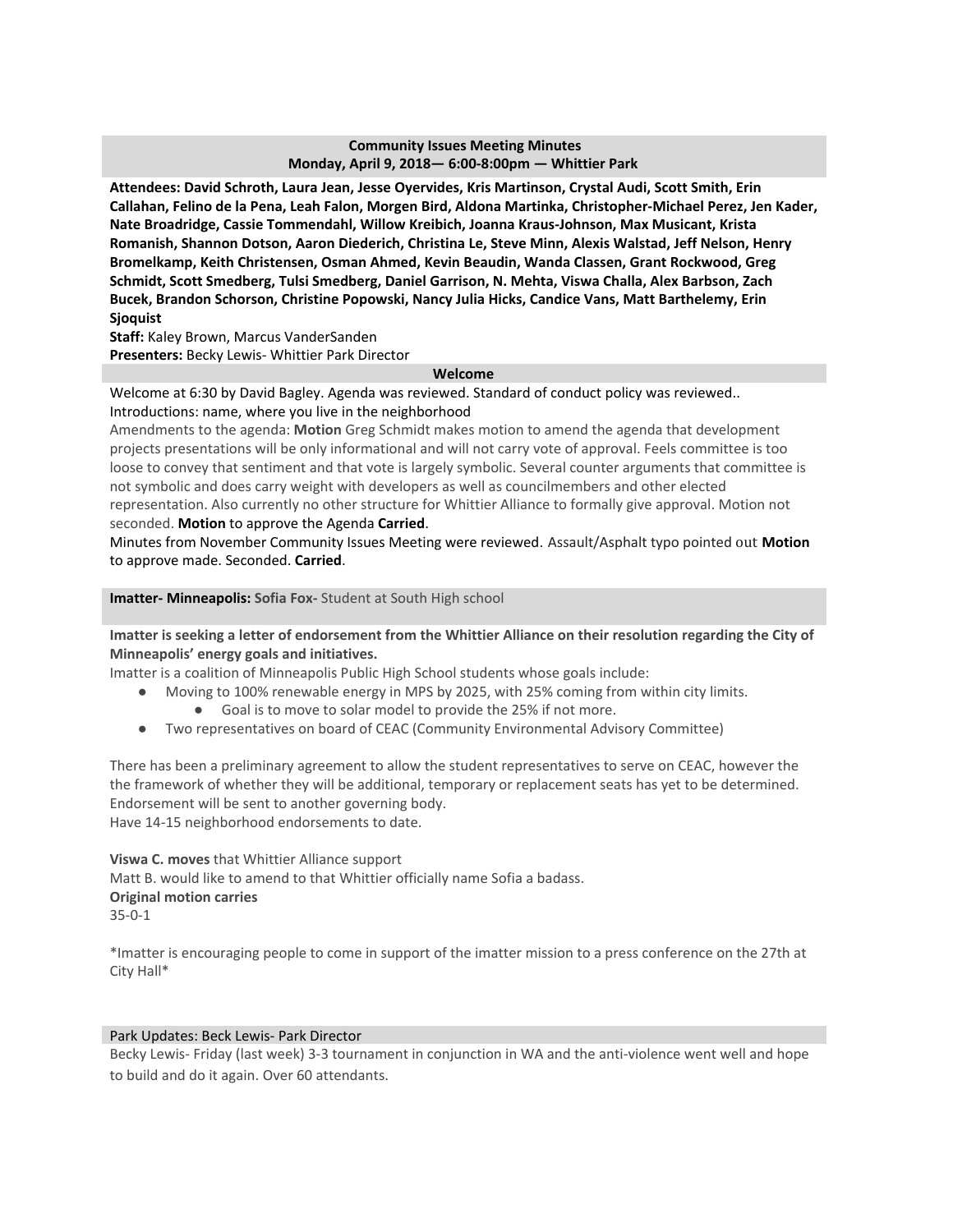**Community Issues Meeting Minutes**
**Monday, April 9, 2018— 6:00-8:00pm — Whittier Park**

**Attendees: David Schroth, Laura Jean, Jesse Oyervides, Kris Martinson, Crystal Audi, Scott Smith, Erin Callahan, Felino de la Pena, Leah Falon, Morgen Bird, Aldona Martinka, Christopher-Michael Perez, Jen Kader, Nate Broadridge, Cassie Tommendahl, Willow Kreibich, Joanna Kraus-Johnson, Max Musicant, Krista Romanish, Shannon Dotson, Aaron Diederich, Christina Le, Steve Minn, Alexis Walstad, Jeff Nelson, Henry Bromelkamp, Keith Christensen, Osman Ahmed, Kevin Beaudin, Wanda Classen, Grant Rockwood, Greg Schmidt, Scott Smedberg, Tulsi Smedberg, Daniel Garrison, N. Mehta, Viswa Challa, Alex Barbson, Zach Bucek, Brandon Schorson, Christine Popowski, Nancy Julia Hicks, Candice Vans, Matt Barthelemy, Erin Sjoquist**
**Staff:** Kaley Brown, Marcus VanderSanden
**Presenters:** Becky Lewis- Whittier Park Director

## Welcome

Welcome at 6:30 by David Bagley. Agenda was reviewed. Standard of conduct policy was reviewed..
Introductions: name, where you live in the neighborhood

Amendments to the agenda: **Motion** Greg Schmidt makes motion to amend the agenda that development projects presentations will be only informational and will not carry vote of approval. Feels committee is too loose to convey that sentiment and that vote is largely symbolic. Several counter arguments that committee is not symbolic and does carry weight with developers as well as councilmembers and other elected representation. Also currently no other structure for Whittier Alliance to formally give approval. Motion not seconded. **Motion** to approve the Agenda **Carried**.

Minutes from November Community Issues Meeting were reviewed. Assault/Asphalt typo pointed out **Motion** to approve made. Seconded. **Carried**.

## Imatter- Minneapolis: Sofia Fox- Student at South High school

**Imatter is seeking a letter of endorsement from the Whittier Alliance on their resolution regarding the City of Minneapolis' energy goals and initiatives.**

Imatter is a coalition of Minneapolis Public High School students whose goals include:

- Moving to 100% renewable energy in MPS by 2025, with 25% coming from within city limits.
  - Goal is to move to solar model to provide the 25% if not more.
- Two representatives on board of CEAC (Community Environmental Advisory Committee)

There has been a preliminary agreement to allow the student representatives to serve on CEAC, however the the framework of whether they will be additional, temporary or replacement seats has yet to be determined. Endorsement will be sent to another governing body.
Have 14-15 neighborhood endorsements to date.

**Viswa C. moves** that Whittier Alliance support
Matt B. would like to amend to that Whittier officially name Sofia a badass.
**Original motion carries**
35-0-1

*Imatter is encouraging people to come in support of the imatter mission to a press conference on the 27th at City Hall*

## Park Updates: Beck Lewis- Park Director

Becky Lewis- Friday (last week) 3-3 tournament in conjunction in WA and the anti-violence went well and hope to build and do it again. Over 60 attendants.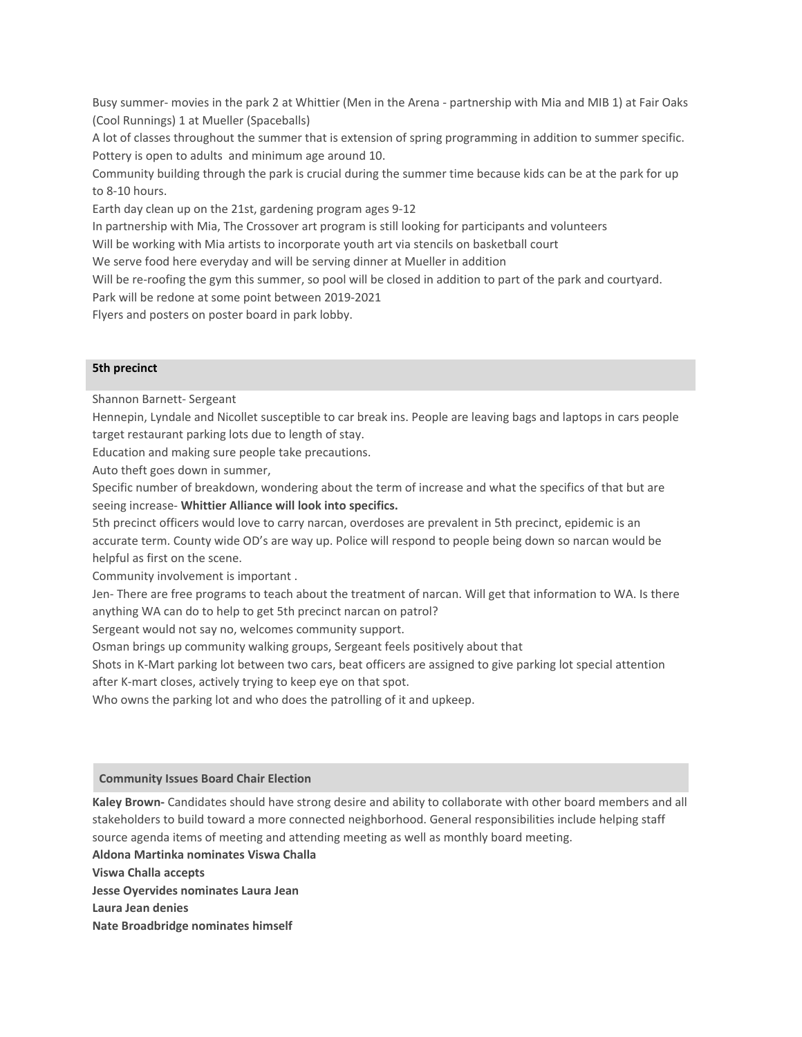Busy summer- movies in the park 2 at Whittier (Men in the Arena - partnership with Mia and MIB 1) at Fair Oaks (Cool Runnings) 1 at Mueller (Spaceballs)

A lot of classes throughout the summer that is extension of spring programming in addition to summer specific. Pottery is open to adults and minimum age around 10.

Community building through the park is crucial during the summer time because kids can be at the park for up to 8-10 hours.

Earth day clean up on the 21st, gardening program ages 9-12

In partnership with Mia, The Crossover art program is still looking for participants and volunteers

Will be working with Mia artists to incorporate youth art via stencils on basketball court

We serve food here everyday and will be serving dinner at Mueller in addition

Will be re-roofing the gym this summer, so pool will be closed in addition to part of the park and courtyard.

Park will be redone at some point between 2019-2021

Flyers and posters on poster board in park lobby.

## 5th precinct

Shannon Barnett- Sergeant

Hennepin, Lyndale and Nicollet susceptible to car break ins. People are leaving bags and laptops in cars people target restaurant parking lots due to length of stay.

Education and making sure people take precautions.

Auto theft goes down in summer,

Specific number of breakdown, wondering about the term of increase and what the specifics of that but are seeing increase- **Whittier Alliance will look into specifics.**

5th precinct officers would love to carry narcan, overdoses are prevalent in 5th precinct, epidemic is an accurate term. County wide OD's are way up. Police will respond to people being down so narcan would be helpful as first on the scene.

Community involvement is important .

Jen- There are free programs to teach about the treatment of narcan. Will get that information to WA. Is there anything WA can do to help to get 5th precinct narcan on patrol?

Sergeant would not say no, welcomes community support.

Osman brings up community walking groups, Sergeant feels positively about that

Shots in K-Mart parking lot between two cars, beat officers are assigned to give parking lot special attention after K-mart closes, actively trying to keep eye on that spot.

Who owns the parking lot and who does the patrolling of it and upkeep.

## Community Issues Board Chair Election

**Kaley Brown-** Candidates should have strong desire and ability to collaborate with other board members and all stakeholders to build toward a more connected neighborhood. General responsibilities include helping staff source agenda items of meeting and attending meeting as well as monthly board meeting.

**Aldona Martinka nominates Viswa Challa**

**Viswa Challa accepts**

**Jesse Oyervides nominates Laura Jean**

**Laura Jean denies**

**Nate Broadbridge nominates himself**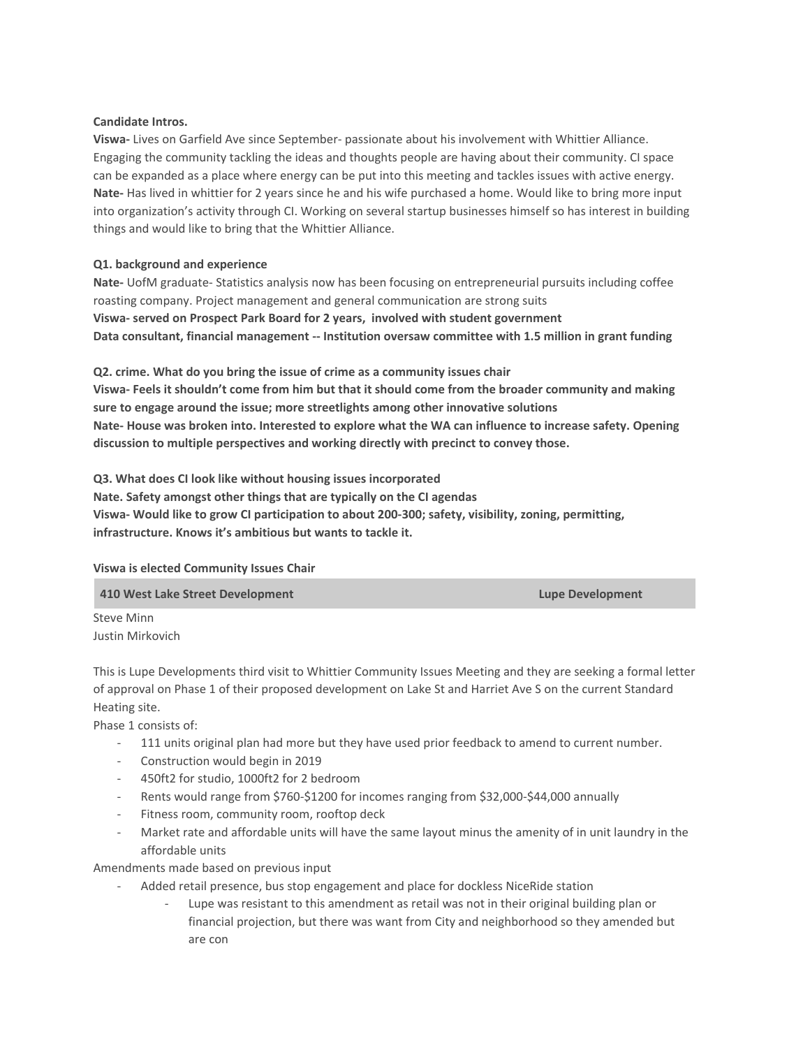**Candidate Intros.**

**Viswa-** Lives on Garfield Ave since September- passionate about his involvement with Whittier Alliance. Engaging the community tackling the ideas and thoughts people are having about their community. CI space can be expanded as a place where energy can be put into this meeting and tackles issues with active energy.

**Nate-** Has lived in whittier for 2 years since he and his wife purchased a home. Would like to bring more input into organization's activity through CI. Working on several startup businesses himself so has interest in building things and would like to bring that the Whittier Alliance.

**Q1. background and experience**

**Nate-** UofM graduate- Statistics analysis now has been focusing on entrepreneurial pursuits including coffee roasting company. Project management and general communication are strong suits

**Viswa- served on Prospect Park Board for 2 years, involved with student government**
**Data consultant, financial management -- Institution oversaw committee with 1.5 million in grant funding**

**Q2. crime. What do you bring the issue of crime as a community issues chair**

**Viswa- Feels it shouldn't come from him but that it should come from the broader community and making sure to engage around the issue; more streetlights among other innovative solutions**

**Nate- House was broken into. Interested to explore what the WA can influence to increase safety. Opening discussion to multiple perspectives and working directly with precinct to convey those.**

**Q3. What does CI look like without housing issues incorporated**

**Nate. Safety amongst other things that are typically on the CI agendas**

**Viswa- Would like to grow CI participation to about 200-300; safety, visibility, zoning, permitting, infrastructure. Knows it's ambitious but wants to tackle it.**

**Viswa is elected Community Issues Chair**

| **410 West Lake Street Development** | **Lupe Development** |
|---|---|

Steve Minn
Justin Mirkovich

This is Lupe Developments third visit to Whittier Community Issues Meeting and they are seeking a formal letter of approval on Phase 1 of their proposed development on Lake St and Harriet Ave S on the current Standard Heating site.

Phase 1 consists of:

- 111 units original plan had more but they have used prior feedback to amend to current number.
- Construction would begin in 2019
- 450ft2 for studio, 1000ft2 for 2 bedroom
- Rents would range from $760-$1200 for incomes ranging from $32,000-$44,000 annually
- Fitness room, community room, rooftop deck
- Market rate and affordable units will have the same layout minus the amenity of in unit laundry in the affordable units

Amendments made based on previous input

- Added retail presence, bus stop engagement and place for dockless NiceRide station
    - Lupe was resistant to this amendment as retail was not in their original building plan or financial projection, but there was want from City and neighborhood so they amended but are con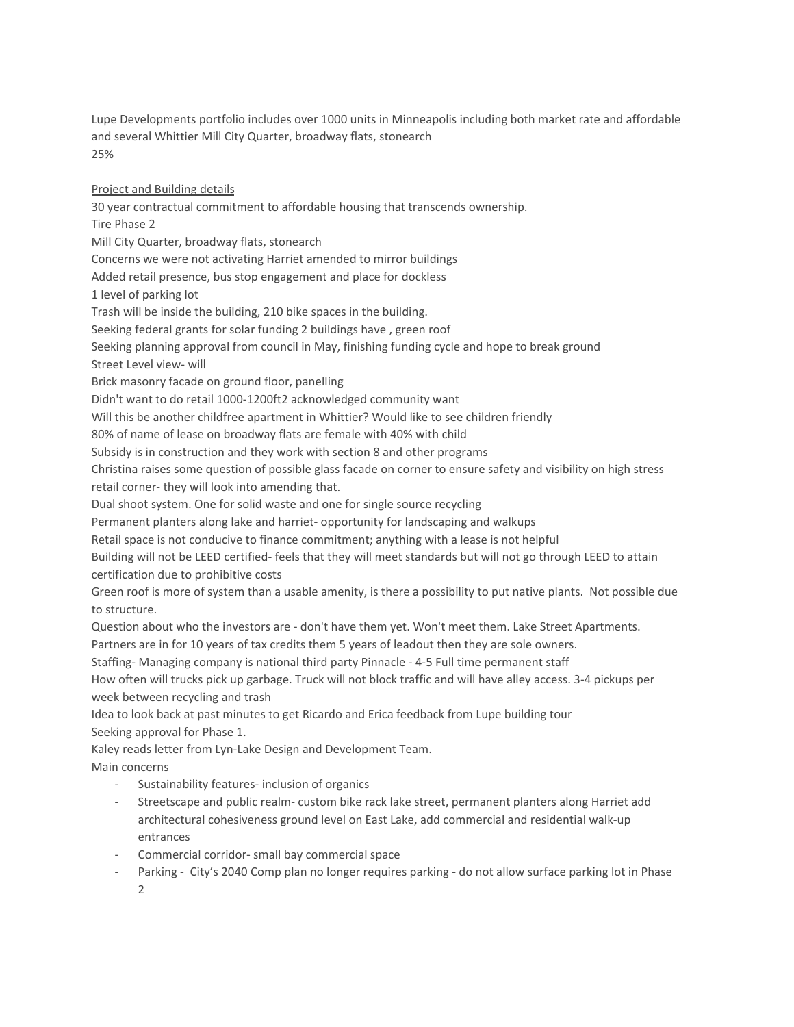Lupe Developments portfolio includes over 1000 units in Minneapolis including both market rate and affordable and several Whittier Mill City Quarter, broadway flats, stonearch
25%

<u>Project and Building details</u>

30 year contractual commitment to affordable housing that transcends ownership.
Tire Phase 2
Mill City Quarter, broadway flats, stonearch
Concerns we were not activating Harriet amended to mirror buildings
Added retail presence, bus stop engagement and place for dockless
1 level of parking lot
Trash will be inside the building, 210 bike spaces in the building.
Seeking federal grants for solar funding 2 buildings have , green roof
Seeking planning approval from council in May, finishing funding cycle and hope to break ground
Street Level view- will
Brick masonry facade on ground floor, panelling
Didn't want to do retail 1000-1200ft2 acknowledged community want
Will this be another childfree apartment in Whittier? Would like to see children friendly
80% of name of lease on broadway flats are female with 40% with child
Subsidy is in construction and they work with section 8 and other programs
Christina raises some question of possible glass facade on corner to ensure safety and visibility on high stress retail corner- they will look into amending that.
Dual shoot system. One for solid waste and one for single source recycling
Permanent planters along lake and harriet- opportunity for landscaping and walkups
Retail space is not conducive to finance commitment; anything with a lease is not helpful
Building will not be LEED certified- feels that they will meet standards but will not go through LEED to attain certification due to prohibitive costs
Green roof is more of system than a usable amenity, is there a possibility to put native plants. Not possible due to structure.
Question about who the investors are - don't have them yet. Won't meet them. Lake Street Apartments.
Partners are in for 10 years of tax credits them 5 years of leadout then they are sole owners.
Staffing- Managing company is national third party Pinnacle - 4-5 Full time permanent staff
How often will trucks pick up garbage. Truck will not block traffic and will have alley access. 3-4 pickups per week between recycling and trash
Idea to look back at past minutes to get Ricardo and Erica feedback from Lupe building tour
Seeking approval for Phase 1.
Kaley reads letter from Lyn-Lake Design and Development Team.
Main concerns

- Sustainability features- inclusion of organics
- Streetscape and public realm- custom bike rack lake street, permanent planters along Harriet add architectural cohesiveness ground level on East Lake, add commercial and residential walk-up entrances
- Commercial corridor- small bay commercial space
- Parking - City's 2040 Comp plan no longer requires parking - do not allow surface parking lot in Phase 2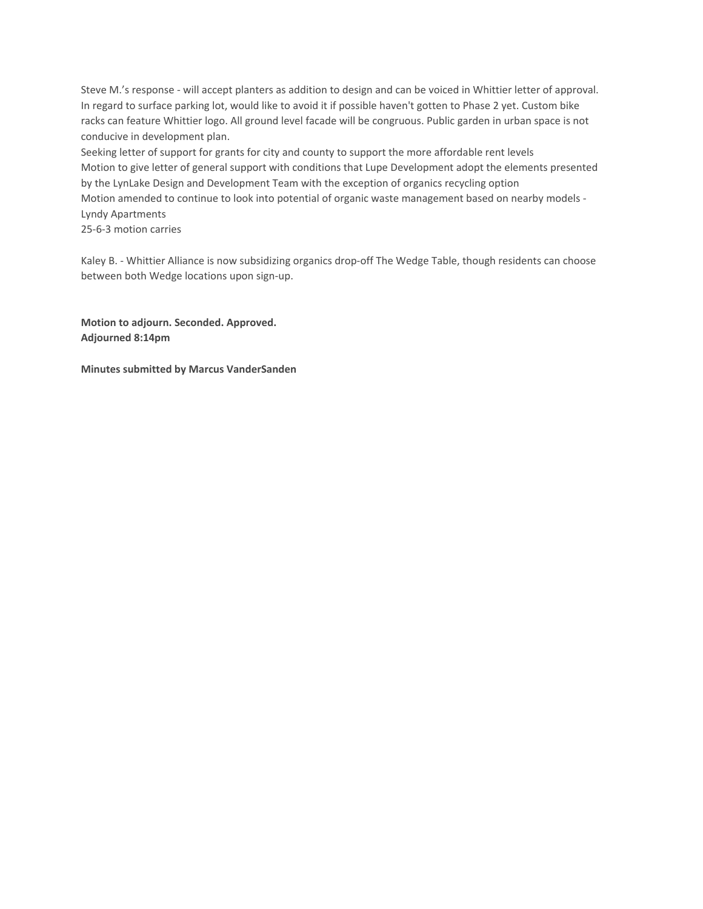Steve M.'s response - will accept planters as addition to design and can be voiced in Whittier letter of approval. In regard to surface parking lot, would like to avoid it if possible haven't gotten to Phase 2 yet. Custom bike racks can feature Whittier logo. All ground level facade will be congruous. Public garden in urban space is not conducive in development plan.

Seeking letter of support for grants for city and county to support the more affordable rent levels

Motion to give letter of general support with conditions that Lupe Development adopt the elements presented by the LynLake Design and Development Team with the exception of organics recycling option

Motion amended to continue to look into potential of organic waste management based on nearby models - Lyndy Apartments

25-6-3 motion carries

Kaley B. - Whittier Alliance is now subsidizing organics drop-off The Wedge Table, though residents can choose between both Wedge locations upon sign-up.

**Motion to adjourn. Seconded. Approved.**
**Adjourned 8:14pm**

**Minutes submitted by Marcus VanderSanden**